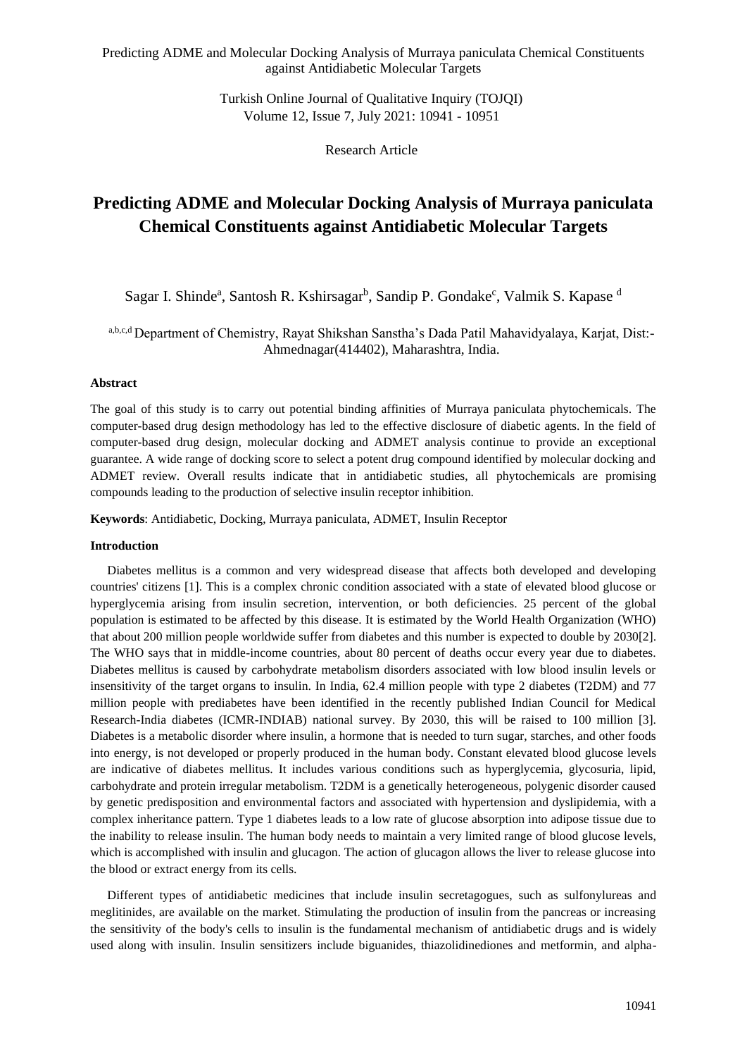# Predicting ADME and Molecular Docking Analysis of Murraya paniculata Chemical Constituents against Antidiabetic Molecular Targets

Sagar I. Shinde[a], Santosh R. Kshirsagar[b], Sandip P. Gondake[c], Valmik S. Kapase [d]

[a,b,c,d] Department of Chemistry, Rayat Shikshan Sanstha's Dada Patil Mahavidyalaya, Karjat, Dist:- Ahmednagar(414402), Maharashtra, India.

**Abstract**

The goal of this study is to carry out potential binding affinities of Murraya paniculata phytochemicals. The computer-based drug design methodology has led to the effective disclosure of diabetic agents. In the field of computer-based drug design, molecular docking and ADMET analysis continue to provide an exceptional guarantee. A wide range of docking score to select a potent drug compound identified by molecular docking and ADMET review. Overall results indicate that in antidiabetic studies, all phytochemicals are promising compounds leading to the production of selective insulin receptor inhibition.

**Keywords**: Antidiabetic, Docking, Murraya paniculata, ADMET, Insulin Receptor

**Introduction**

Diabetes mellitus is a common and very widespread disease that affects both developed and developing countries' citizens [1]. This is a complex chronic condition associated with a state of elevated blood glucose or hyperglycemia arising from insulin secretion, intervention, or both deficiencies. 25 percent of the global population is estimated to be affected by this disease. It is estimated by the World Health Organization (WHO) that about 200 million people worldwide suffer from diabetes and this number is expected to double by 2030[2]. The WHO says that in middle-income countries, about 80 percent of deaths occur every year due to diabetes. Diabetes mellitus is caused by carbohydrate metabolism disorders associated with low blood insulin levels or insensitivity of the target organs to insulin. In India, 62.4 million people with type 2 diabetes (T2DM) and 77 million people with prediabetes have been identified in the recently published Indian Council for Medical Research-India diabetes (ICMR-INDIAB) national survey. By 2030, this will be raised to 100 million [3]. Diabetes is a metabolic disorder where insulin, a hormone that is needed to turn sugar, starches, and other foods into energy, is not developed or properly produced in the human body. Constant elevated blood glucose levels are indicative of diabetes mellitus. It includes various conditions such as hyperglycemia, glycosuria, lipid, carbohydrate and protein irregular metabolism. T2DM is a genetically heterogeneous, polygenic disorder caused by genetic predisposition and environmental factors and associated with hypertension and dyslipidemia, with a complex inheritance pattern. Type 1 diabetes leads to a low rate of glucose absorption into adipose tissue due to the inability to release insulin. The human body needs to maintain a very limited range of blood glucose levels, which is accomplished with insulin and glucagon. The action of glucagon allows the liver to release glucose into the blood or extract energy from its cells.

Different types of antidiabetic medicines that include insulin secretagogues, such as sulfonylureas and meglitinides, are available on the market. Stimulating the production of insulin from the pancreas or increasing the sensitivity of the body's cells to insulin is the fundamental mechanism of antidiabetic drugs and is widely used along with insulin. Insulin sensitizers include biguanides, thiazolidinediones and metformin, and alpha-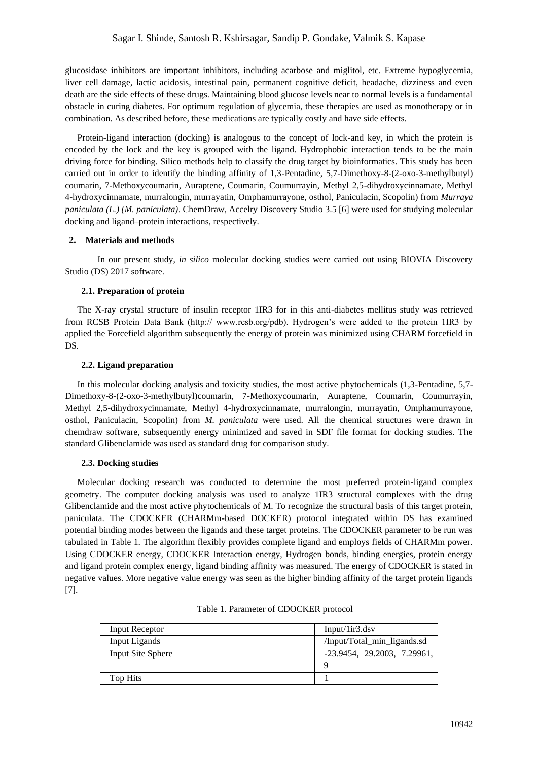glucosidase inhibitors are important inhibitors, including acarbose and miglitol, etc. Extreme hypoglycemia, liver cell damage, lactic acidosis, intestinal pain, permanent cognitive deficit, headache, dizziness and even death are the side effects of these drugs. Maintaining blood glucose levels near to normal levels is a fundamental obstacle in curing diabetes. For optimum regulation of glycemia, these therapies are used as monotherapy or in combination. As described before, these medications are typically costly and have side effects.

Protein-ligand interaction (docking) is analogous to the concept of lock-and key, in which the protein is encoded by the lock and the key is grouped with the ligand. Hydrophobic interaction tends to be the main driving force for binding. Silico methods help to classify the drug target by bioinformatics. This study has been carried out in order to identify the binding affinity of 1,3-Pentadine, 5,7-Dimethoxy-8-(2-oxo-3-methylbutyl) coumarin, 7-Methoxycoumarin, Auraptene, Coumarin, Coumurrayin, Methyl 2,5-dihydroxycinnamate, Methyl 4-hydroxycinnamate, murralongin, murrayatin, Omphamurrayone, osthol, Paniculacin, Scopolin) from *Murraya paniculata (L.) (M. paniculata)*. ChemDraw, Accelry Discovery Studio 3.5 [6] were used for studying molecular docking and ligand–protein interactions, respectively.

## 2. Materials and methods

In our present study, *in silico* molecular docking studies were carried out using BIOVIA Discovery Studio (DS) 2017 software.

### 2.1. Preparation of protein

The X-ray crystal structure of insulin receptor 1IR3 for in this anti-diabetes mellitus study was retrieved from RCSB Protein Data Bank (http:// www.rcsb.org/pdb). Hydrogen's were added to the protein 1IR3 by applied the Forcefield algorithm subsequently the energy of protein was minimized using CHARM forcefield in DS.

### 2.2. Ligand preparation

In this molecular docking analysis and toxicity studies, the most active phytochemicals (1,3-Pentadine, 5,7-Dimethoxy-8-(2-oxo-3-methylbutyl)coumarin, 7-Methoxycoumarin, Auraptene, Coumarin, Coumurrayin, Methyl 2,5-dihydroxycinnamate, Methyl 4-hydroxycinnamate, murralongin, murrayatin, Omphamurrayone, osthol, Paniculacin, Scopolin) from *M. paniculata* were used. All the chemical structures were drawn in chemdraw software, subsequently energy minimized and saved in SDF file format for docking studies. The standard Glibenclamide was used as standard drug for comparison study.

### 2.3. Docking studies

Molecular docking research was conducted to determine the most preferred protein-ligand complex geometry. The computer docking analysis was used to analyze 1IR3 structural complexes with the drug Glibenclamide and the most active phytochemicals of M. To recognize the structural basis of this target protein, paniculata. The CDOCKER (CHARMm-based DOCKER) protocol integrated within DS has examined potential binding modes between the ligands and these target proteins. The CDOCKER parameter to be run was tabulated in Table 1. The algorithm flexibly provides complete ligand and employs fields of CHARMm power. Using CDOCKER energy, CDOCKER Interaction energy, Hydrogen bonds, binding energies, protein energy and ligand protein complex energy, ligand binding affinity was measured. The energy of CDOCKER is stated in negative values. More negative value energy was seen as the higher binding affinity of the target protein ligands [7].

Table 1. Parameter of CDOCKER protocol

| Input Receptor | Input/1ir3.dsv |
|---|---|
| Input Ligands | /Input/Total_min_ligands.sd |
| Input Site Sphere | -23.9454, 29.2003, 7.29961, 9 |
| Top Hits | 1 |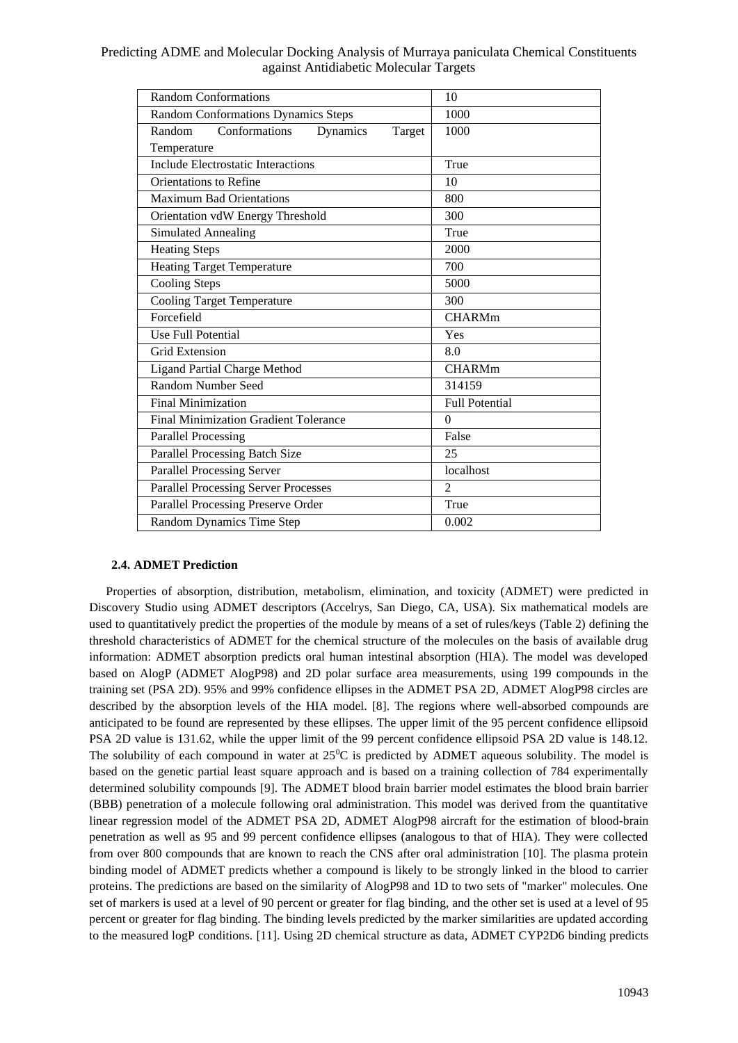| Random Conformations | 10 |
| --- | --- |
| Random Conformations Dynamics Steps | 1000 |
| Random Conformations Dynamics Target Temperature | 1000 |
| Include Electrostatic Interactions | True |
| Orientations to Refine | 10 |
| Maximum Bad Orientations | 800 |
| Orientation vdW Energy Threshold | 300 |
| Simulated Annealing | True |
| Heating Steps | 2000 |
| Heating Target Temperature | 700 |
| Cooling Steps | 5000 |
| Cooling Target Temperature | 300 |
| Forcefield | CHARMm |
| Use Full Potential | Yes |
| Grid Extension | 8.0 |
| Ligand Partial Charge Method | CHARMm |
| Random Number Seed | 314159 |
| Final Minimization | Full Potential |
| Final Minimization Gradient Tolerance | 0 |
| Parallel Processing | False |
| Parallel Processing Batch Size | 25 |
| Parallel Processing Server | localhost |
| Parallel Processing Server Processes | 2 |
| Parallel Processing Preserve Order | True |
| Random Dynamics Time Step | 0.002 |

### 2.4. ADMET Prediction

Properties of absorption, distribution, metabolism, elimination, and toxicity (ADMET) were predicted in Discovery Studio using ADMET descriptors (Accelrys, San Diego, CA, USA). Six mathematical models are used to quantitatively predict the properties of the module by means of a set of rules/keys (Table 2) defining the threshold characteristics of ADMET for the chemical structure of the molecules on the basis of available drug information: ADMET absorption predicts oral human intestinal absorption (HIA). The model was developed based on AlogP (ADMET AlogP98) and 2D polar surface area measurements, using 199 compounds in the training set (PSA 2D). 95% and 99% confidence ellipses in the ADMET PSA 2D, ADMET AlogP98 circles are described by the absorption levels of the HIA model. [8]. The regions where well-absorbed compounds are anticipated to be found are represented by these ellipses. The upper limit of the 95 percent confidence ellipsoid PSA 2D value is 131.62, while the upper limit of the 99 percent confidence ellipsoid PSA 2D value is 148.12. The solubility of each compound in water at $25^0$C is predicted by ADMET aqueous solubility. The model is based on the genetic partial least square approach and is based on a training collection of 784 experimentally determined solubility compounds [9]. The ADMET blood brain barrier model estimates the blood brain barrier (BBB) penetration of a molecule following oral administration. This model was derived from the quantitative linear regression model of the ADMET PSA 2D, ADMET AlogP98 aircraft for the estimation of blood-brain penetration as well as 95 and 99 percent confidence ellipses (analogous to that of HIA). They were collected from over 800 compounds that are known to reach the CNS after oral administration [10]. The plasma protein binding model of ADMET predicts whether a compound is likely to be strongly linked in the blood to carrier proteins. The predictions are based on the similarity of AlogP98 and 1D to two sets of "marker" molecules. One set of markers is used at a level of 90 percent or greater for flag binding, and the other set is used at a level of 95 percent or greater for flag binding. The binding levels predicted by the marker similarities are updated according to the measured logP conditions. [11]. Using 2D chemical structure as data, ADMET CYP2D6 binding predicts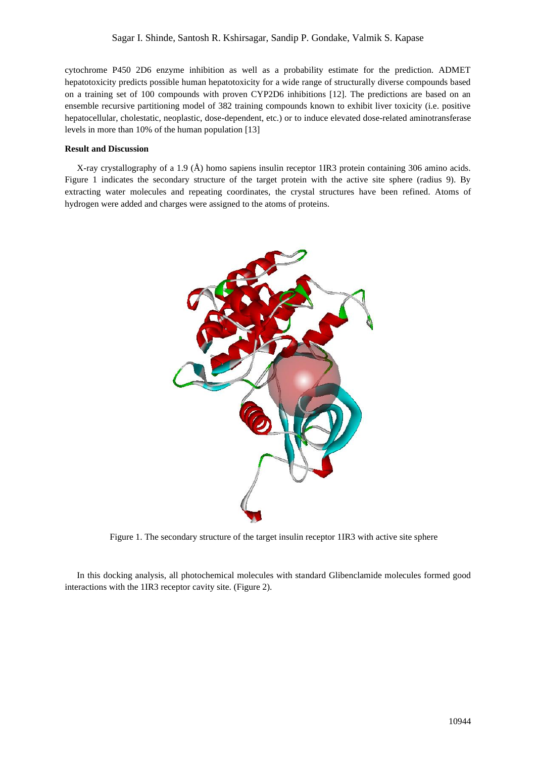cytochrome P450 2D6 enzyme inhibition as well as a probability estimate for the prediction. ADMET hepatotoxicity predicts possible human hepatotoxicity for a wide range of structurally diverse compounds based on a training set of 100 compounds with proven CYP2D6 inhibitions [12]. The predictions are based on an ensemble recursive partitioning model of 382 training compounds known to exhibit liver toxicity (i.e. positive hepatocellular, cholestatic, neoplastic, dose-dependent, etc.) or to induce elevated dose-related aminotransferase levels in more than 10% of the human population [13]

**Result and Discussion**

X-ray crystallography of a 1.9 (Å) homo sapiens insulin receptor 1IR3 protein containing 306 amino acids. Figure 1 indicates the secondary structure of the target protein with the active site sphere (radius 9). By extracting water molecules and repeating coordinates, the crystal structures have been refined. Atoms of hydrogen were added and charges were assigned to the atoms of proteins.

Figure 1. The secondary structure of the target insulin receptor 1IR3 with active site sphere

In this docking analysis, all photochemical molecules with standard Glibenclamide molecules formed good interactions with the 1IR3 receptor cavity site. (Figure 2).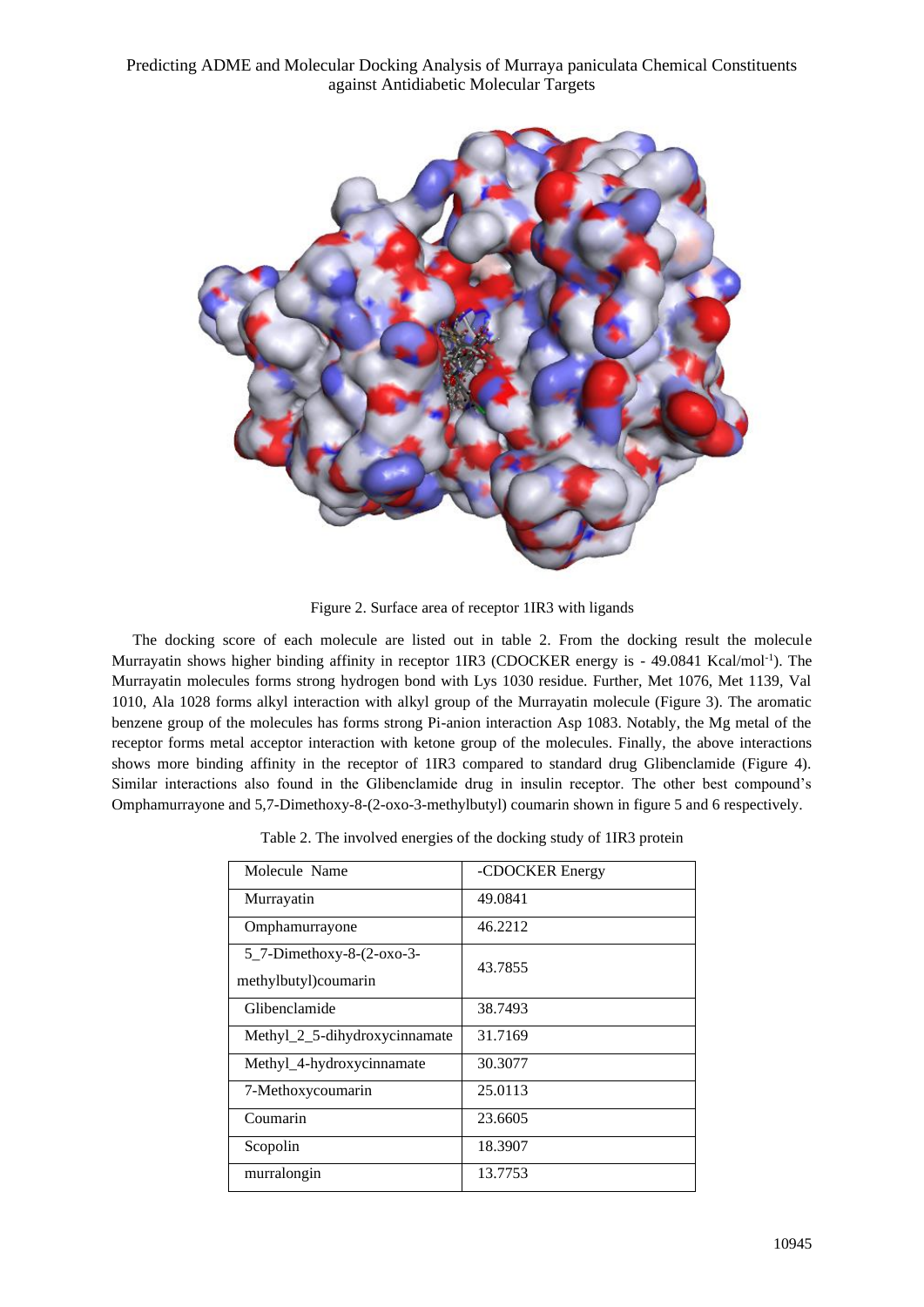Figure 2. Surface area of receptor 1IR3 with ligands

The docking score of each molecule are listed out in table 2. From the docking result the molecule Murrayatin shows higher binding affinity in receptor 1IR3 (CDOCKER energy is - 49.0841 Kcal/mol$^{-1}$). The Murrayatin molecules forms strong hydrogen bond with Lys 1030 residue. Further, Met 1076, Met 1139, Val 1010, Ala 1028 forms alkyl interaction with alkyl group of the Murrayatin molecule (Figure 3). The aromatic benzene group of the molecules has forms strong Pi-anion interaction Asp 1083. Notably, the Mg metal of the receptor forms metal acceptor interaction with ketone group of the molecules. Finally, the above interactions shows more binding affinity in the receptor of 1IR3 compared to standard drug Glibenclamide (Figure 4). Similar interactions also found in the Glibenclamide drug in insulin receptor. The other best compound's Omphamurrayone and 5,7-Dimethoxy-8-(2-oxo-3-methylbutyl) coumarin shown in figure 5 and 6 respectively.

Table 2. The involved energies of the docking study of 1IR3 protein

| Molecule Name | -CDOCKER Energy |
|---|---|
| Murrayatin | 49.0841 |
| Omphamurrayone | 46.2212 |
| 5_7-Dimethoxy-8-(2-oxo-3-methylbutyl)coumarin | 43.7855 |
| Glibenclamide | 38.7493 |
| Methyl_2_5-dihydroxycinnamate | 31.7169 |
| Methyl_4-hydroxycinnamate | 30.3077 |
| 7-Methoxycoumarin | 25.0113 |
| Coumarin | 23.6605 |
| Scopolin | 18.3907 |
| murralongin | 13.7753 |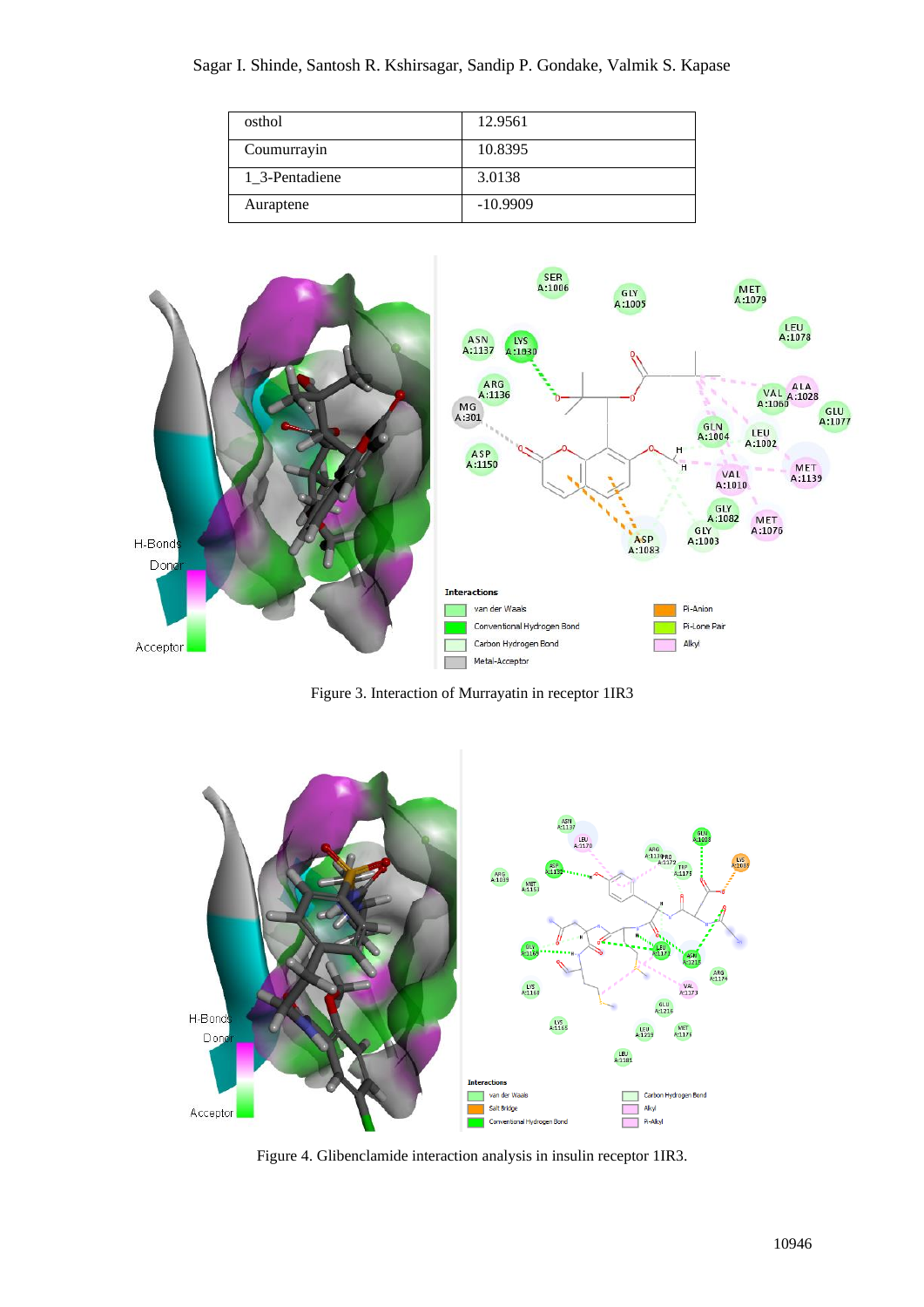| osthol | 12.9561 |
|---|---|
| Coumurrayin | 10.8395 |
| 1_3-Pentadiene | 3.0138 |
| Auraptene | -10.9909 |

Figure 3. Interaction of Murrayatin in receptor 1IR3

Figure 4. Glibenclamide interaction analysis in insulin receptor 1IR3.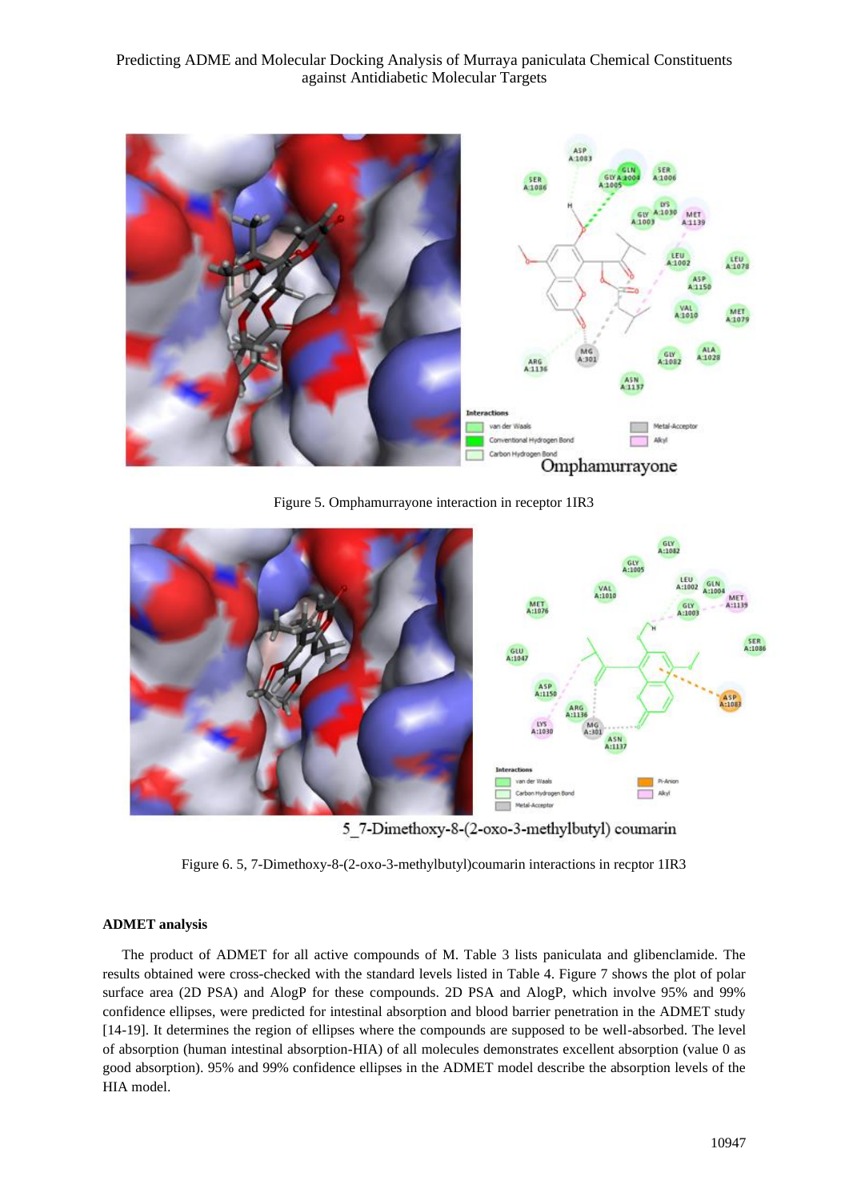Figure 5. Omphamurrayone interaction in receptor 1IR3

Figure 6. 5, 7-Dimethoxy-8-(2-oxo-3-methylbutyl)coumarin interactions in recptor 1IR3

### ADMET analysis

The product of ADMET for all active compounds of M. Table 3 lists paniculata and glibenclamide. The results obtained were cross-checked with the standard levels listed in Table 4. Figure 7 shows the plot of polar surface area (2D PSA) and AlogP for these compounds. 2D PSA and AlogP, which involve 95% and 99% confidence ellipses, were predicted for intestinal absorption and blood barrier penetration in the ADMET study [14-19]. It determines the region of ellipses where the compounds are supposed to be well-absorbed. The level of absorption (human intestinal absorption-HIA) of all molecules demonstrates excellent absorption (value 0 as good absorption). 95% and 99% confidence ellipses in the ADMET model describe the absorption levels of the HIA model.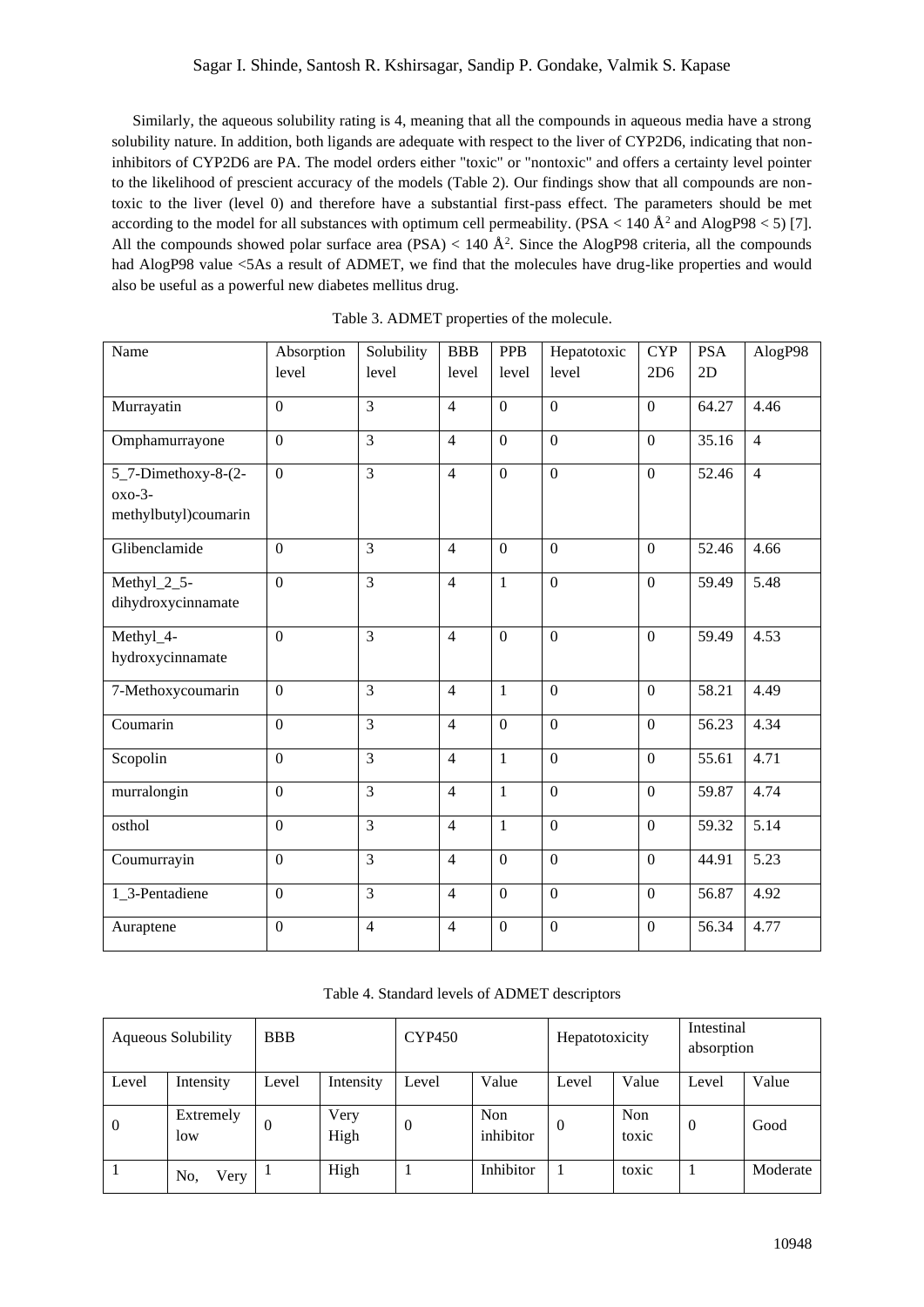Similarly, the aqueous solubility rating is 4, meaning that all the compounds in aqueous media have a strong solubility nature. In addition, both ligands are adequate with respect to the liver of CYP2D6, indicating that non-inhibitors of CYP2D6 are PA. The model orders either "toxic" or "nontoxic" and offers a certainty level pointer to the likelihood of prescient accuracy of the models (Table 2). Our findings show that all compounds are non-toxic to the liver (level 0) and therefore have a substantial first-pass effect. The parameters should be met according to the model for all substances with optimum cell permeability. (PSA < 140 Å$^2$ and AlogP98 < 5) [7]. All the compounds showed polar surface area (PSA) < 140 Å$^2$. Since the AlogP98 criteria, all the compounds had AlogP98 value <5As a result of ADMET, we find that the molecules have drug-like properties and would also be useful as a powerful new diabetes mellitus drug.

Table 3. ADMET properties of the molecule.

| Name | Absorption level | Solubility level | BBB level | PPB level | Hepatotoxic level | CYP 2D6 | PSA 2D | AlogP98 |
|---|---|---|---|---|---|---|---|---|
| Murrayatin | 0 | 3 | 4 | 0 | 0 | 0 | 64.27 | 4.46 |
| Omphamurrayone | 0 | 3 | 4 | 0 | 0 | 0 | 35.16 | 4 |
| 5_7-Dimethoxy-8-(2-oxo-3-methylbutyl)coumarin | 0 | 3 | 4 | 0 | 0 | 0 | 52.46 | 4 |
| Glibenclamide | 0 | 3 | 4 | 0 | 0 | 0 | 52.46 | 4.66 |
| Methyl_2_5-dihydroxycinnamate | 0 | 3 | 4 | 1 | 0 | 0 | 59.49 | 5.48 |
| Methyl_4-hydroxycinnamate | 0 | 3 | 4 | 0 | 0 | 0 | 59.49 | 4.53 |
| 7-Methoxycoumarin | 0 | 3 | 4 | 1 | 0 | 0 | 58.21 | 4.49 |
| Coumarin | 0 | 3 | 4 | 0 | 0 | 0 | 56.23 | 4.34 |
| Scopolin | 0 | 3 | 4 | 1 | 0 | 0 | 55.61 | 4.71 |
| murralongin | 0 | 3 | 4 | 1 | 0 | 0 | 59.87 | 4.74 |
| osthol | 0 | 3 | 4 | 1 | 0 | 0 | 59.32 | 5.14 |
| Coumurrayin | 0 | 3 | 4 | 0 | 0 | 0 | 44.91 | 5.23 |
| 1_3-Pentadiene | 0 | 3 | 4 | 0 | 0 | 0 | 56.87 | 4.92 |
| Auraptene | 0 | 4 | 4 | 0 | 0 | 0 | 56.34 | 4.77 |

Table 4. Standard levels of ADMET descriptors

| Aqueous Solubility | | BBB | | CYP450 | | Hepatotoxicity | | Intestinal absorption | |
|---|---|---|---|---|---|---|---|---|---|
| Level | Intensity | Level | Intensity | Level | Value | Level | Value | Level | Value |
| 0 | Extremely low | 0 | Very High | 0 | Non inhibitor | 0 | Non toxic | 0 | Good |
| 1 | No, Very | 1 | High | 1 | Inhibitor | 1 | toxic | 1 | Moderate |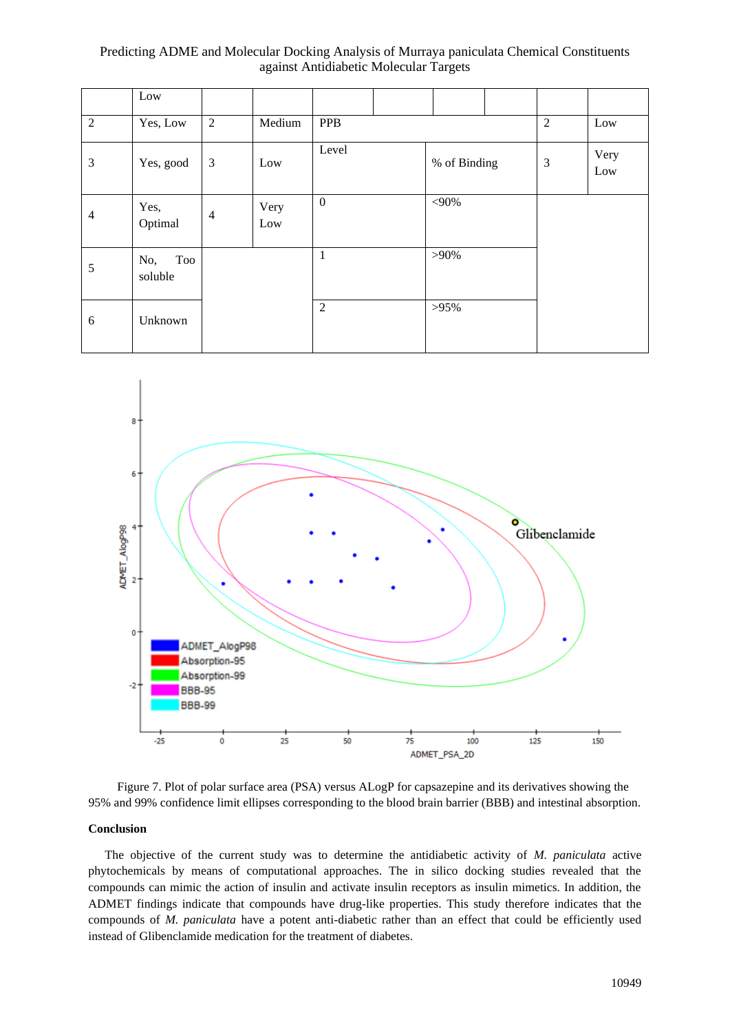| | Low | | | | | | | | |
|---|---|---|---|---|---|---|---|---|---|
| 2 | Yes, Low | 2 | Medium | PPB | | | | 2 | Low |
| 3 | Yes, good | 3 | Low | Level | % of Binding | | | 3 | Very Low |
| 4 | Yes, Optimal | 4 | Very Low | 0 | <90% | | | | |
| 5 | No, Too soluble | | | 1 | >90% | | | | |
| 6 | Unknown | | | 2 | >95% | | | | |

Figure 7. Plot of polar surface area (PSA) versus ALogP for capsazepine and its derivatives showing the 95% and 99% confidence limit ellipses corresponding to the blood brain barrier (BBB) and intestinal absorption.

## Conclusion

The objective of the current study was to determine the antidiabetic activity of *M. paniculata* active phytochemicals by means of computational approaches. The in silico docking studies revealed that the compounds can mimic the action of insulin and activate insulin receptors as insulin mimetics. In addition, the ADMET findings indicate that compounds have drug-like properties. This study therefore indicates that the compounds of *M. paniculata* have a potent anti-diabetic rather than an effect that could be efficiently used instead of Glibenclamide medication for the treatment of diabetes.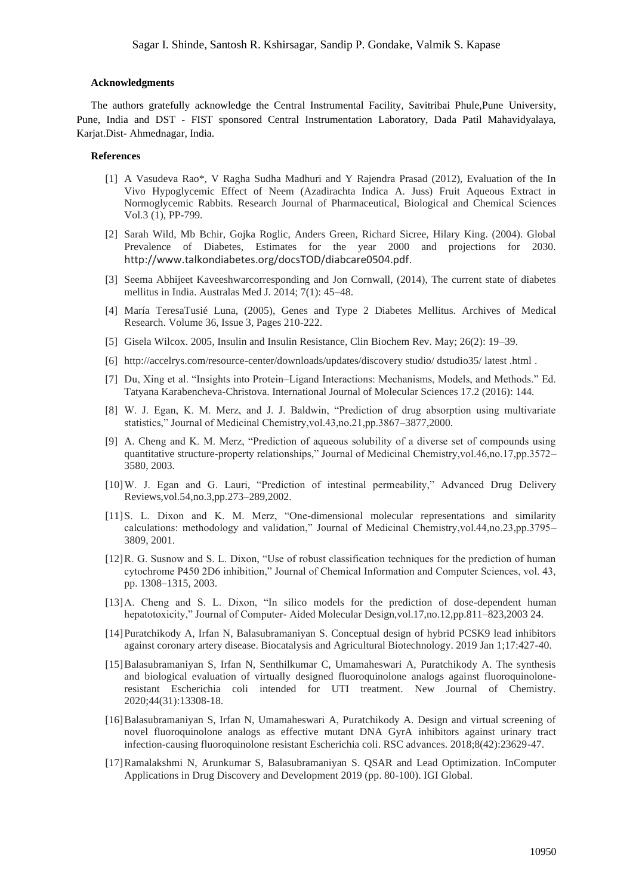### Acknowledgments

The authors gratefully acknowledge the Central Instrumental Facility, Savitribai Phule,Pune University, Pune, India and DST - FIST sponsored Central Instrumentation Laboratory, Dada Patil Mahavidyalaya, Karjat.Dist- Ahmednagar, India.

### References

[1] A Vasudeva Rao*, V Ragha Sudha Madhuri and Y Rajendra Prasad (2012), Evaluation of the In Vivo Hypoglycemic Effect of Neem (Azadirachta Indica A. Juss) Fruit Aqueous Extract in Normoglycemic Rabbits. Research Journal of Pharmaceutical, Biological and Chemical Sciences Vol.3 (1), PP-799.

[2] Sarah Wild, Mb Bchir, Gojka Roglic, Anders Green, Richard Sicree, Hilary King. (2004). Global Prevalence of Diabetes, Estimates for the year 2000 and projections for 2030. http://www.talkondiabetes.org/docsTOD/diabcare0504.pdf.

[3] Seema Abhijeet Kaveeshwarcorresponding and Jon Cornwall, (2014), The current state of diabetes mellitus in India. Australas Med J. 2014; 7(1): 45–48.

[4] María TeresaTusié Luna, (2005), Genes and Type 2 Diabetes Mellitus. Archives of Medical Research. Volume 36, Issue 3, Pages 210-222.

[5] Gisela Wilcox. 2005, Insulin and Insulin Resistance, Clin Biochem Rev. May; 26(2): 19–39.

[6] http://accelrys.com/resource-center/downloads/updates/discovery studio/ dstudio35/ latest .html .

[7] Du, Xing et al. "Insights into Protein–Ligand Interactions: Mechanisms, Models, and Methods." Ed. Tatyana Karabencheva-Christova. International Journal of Molecular Sciences 17.2 (2016): 144.

[8] W. J. Egan, K. M. Merz, and J. J. Baldwin, "Prediction of drug absorption using multivariate statistics," Journal of Medicinal Chemistry,vol.43,no.21,pp.3867–3877,2000.

[9] A. Cheng and K. M. Merz, "Prediction of aqueous solubility of a diverse set of compounds using quantitative structure-property relationships," Journal of Medicinal Chemistry,vol.46,no.17,pp.3572–3580, 2003.

[10] W. J. Egan and G. Lauri, "Prediction of intestinal permeability," Advanced Drug Delivery Reviews,vol.54,no.3,pp.273–289,2002.

[11] S. L. Dixon and K. M. Merz, "One-dimensional molecular representations and similarity calculations: methodology and validation," Journal of Medicinal Chemistry,vol.44,no.23,pp.3795–3809, 2001.

[12] R. G. Susnow and S. L. Dixon, "Use of robust classification techniques for the prediction of human cytochrome P450 2D6 inhibition," Journal of Chemical Information and Computer Sciences, vol. 43, pp. 1308–1315, 2003.

[13] A. Cheng and S. L. Dixon, "In silico models for the prediction of dose-dependent human hepatotoxicity," Journal of Computer- Aided Molecular Design,vol.17,no.12,pp.811–823,2003 24.

[14] Puratchikody A, Irfan N, Balasubramaniyan S. Conceptual design of hybrid PCSK9 lead inhibitors against coronary artery disease. Biocatalysis and Agricultural Biotechnology. 2019 Jan 1;17:427-40.

[15] Balasubramaniyan S, Irfan N, Senthilkumar C, Umamaheswari A, Puratchikody A. The synthesis and biological evaluation of virtually designed fluoroquinolone analogs against fluoroquinolone-resistant Escherichia coli intended for UTI treatment. New Journal of Chemistry. 2020;44(31):13308-18.

[16] Balasubramaniyan S, Irfan N, Umamaheswari A, Puratchikody A. Design and virtual screening of novel fluoroquinolone analogs as effective mutant DNA GyrA inhibitors against urinary tract infection-causing fluoroquinolone resistant Escherichia coli. RSC advances. 2018;8(42):23629-47.

[17] Ramalakshmi N, Arunkumar S, Balasubramaniyan S. QSAR and Lead Optimization. InComputer Applications in Drug Discovery and Development 2019 (pp. 80-100). IGI Global.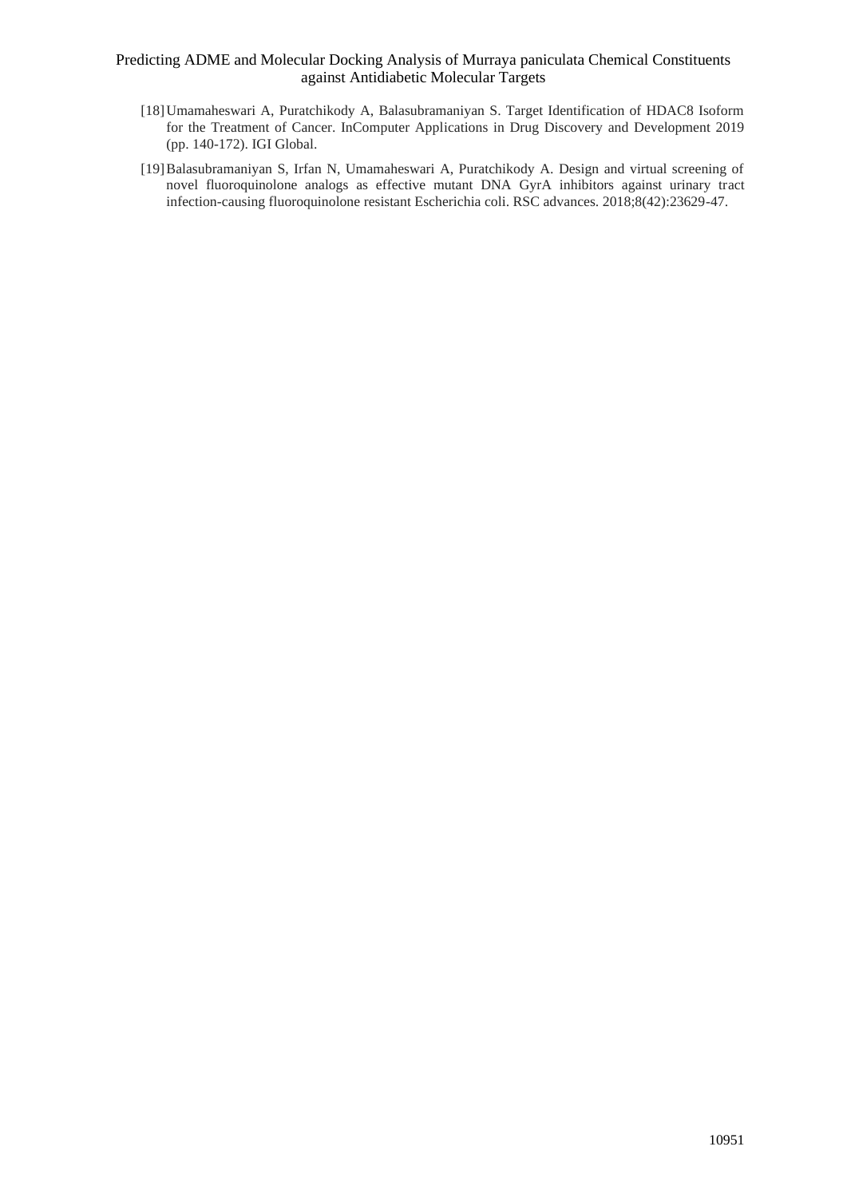[18] Umamaheswari A, Puratchikody A, Balasubramaniyan S. Target Identification of HDAC8 Isoform for the Treatment of Cancer. InComputer Applications in Drug Discovery and Development 2019 (pp. 140-172). IGI Global.

[19] Balasubramaniyan S, Irfan N, Umamaheswari A, Puratchikody A. Design and virtual screening of novel fluoroquinolone analogs as effective mutant DNA GyrA inhibitors against urinary tract infection-causing fluoroquinolone resistant Escherichia coli. RSC advances. 2018;8(42):23629-47.